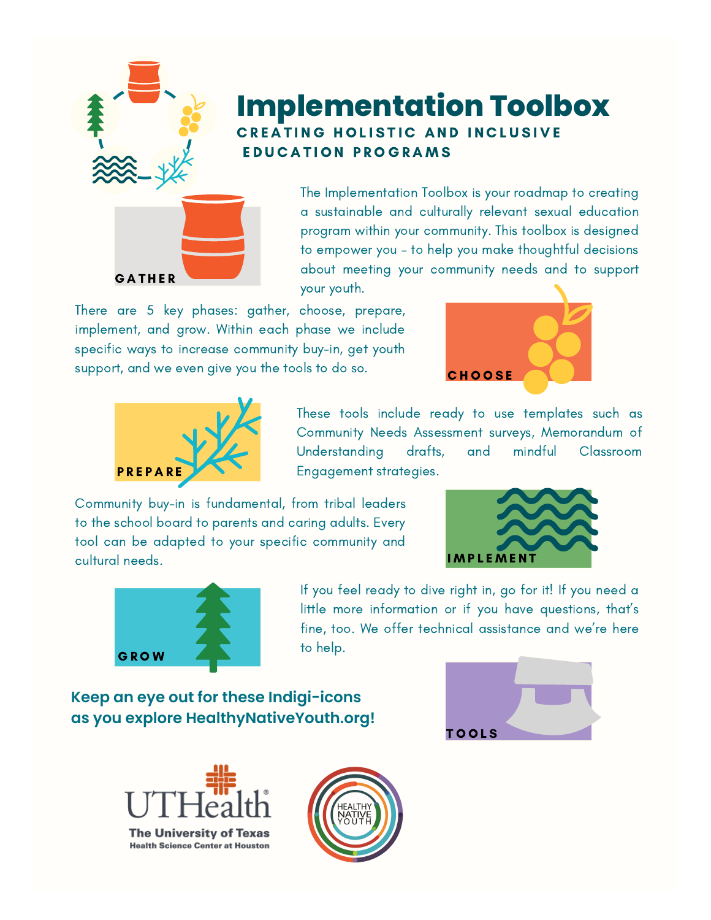# Implementation Toolbox

## CREATING HOLISTIC AND INCLUSIVE EDUCATION PROGRAMS

The Implementation Toolbox is your roadmap to creating a sustainable and culturally relevant sexual education program within your community. This toolbox is designed to empower you - to help you make thoughtful decisions about meeting your community needs and to support your youth.

GATHER

There are 5 key phases: gather, choose, prepare, implement, and grow. Within each phase we include specific ways to increase community buy-in, get youth support, and we even give you the tools to do so.

CHOOSE

PREPARE

These tools include ready to use templates such as Community Needs Assessment surveys, Memorandum of Understanding drafts, and mindful Classroom Engagement strategies.

Community buy-in is fundamental, from tribal leaders to the school board to parents and caring adults. Every tool can be adapted to your specific community and cultural needs.

IMPLEMENT

GROW

If you feel ready to dive right in, go for it! If you need a little more information or if you have questions, that's fine, too. We offer technical assistance and we're here to help.

**Keep an eye out for these Indigi-icons as you explore HealthyNativeYouth.org!**

TOOLS

UTHealth
The University of Texas Health Science Center at Houston

HEALTHY NATIVE YOUTH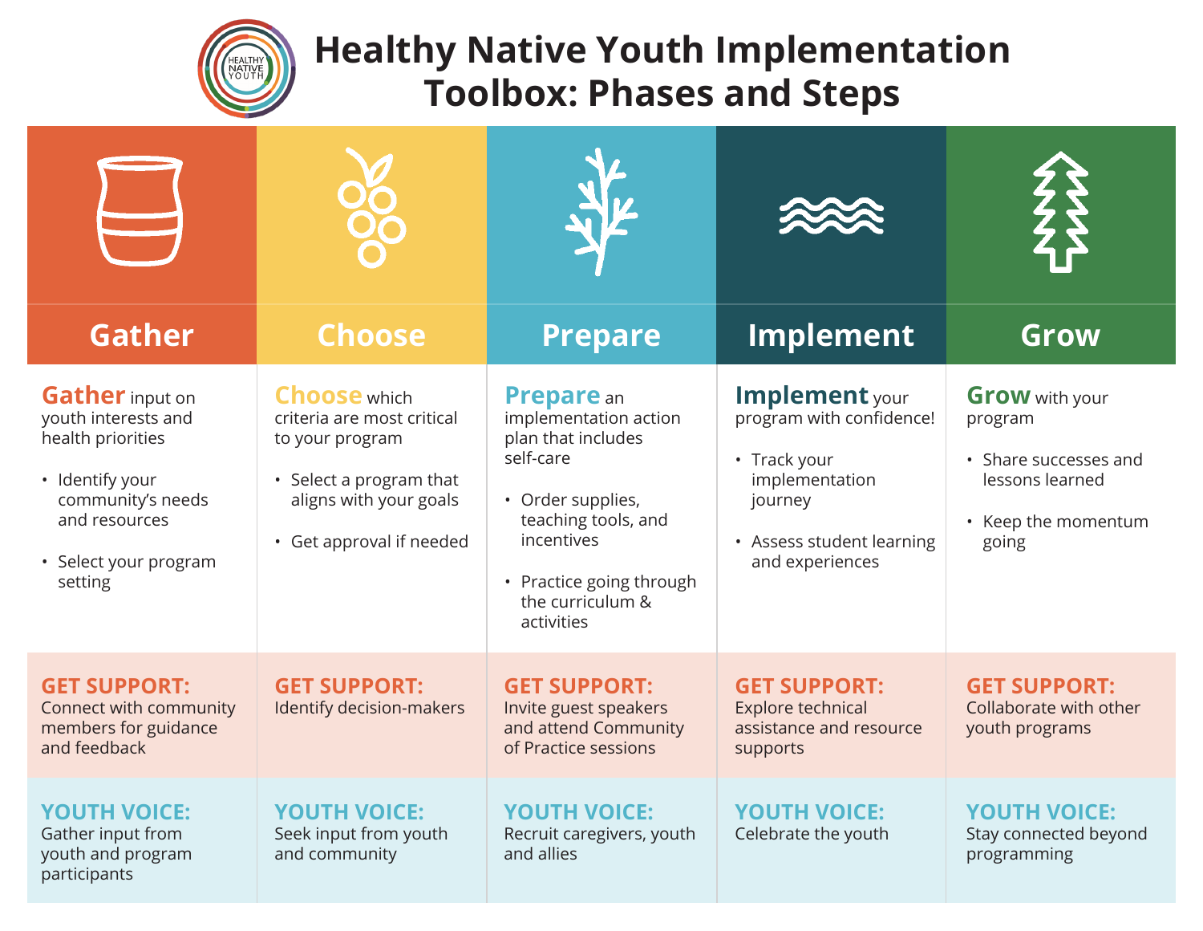# Healthy Native Youth Implementation Toolbox: Phases and Steps

| Gather | Choose | Prepare | Implement | Grow |
|---|---|---|---|---|
| **Gather** input on youth interests and health priorities<br>• Identify your community's needs and resources<br>• Select your program setting | **Choose** which criteria are most critical to your program<br>• Select a program that aligns with your goals<br>• Get approval if needed | **Prepare** an implementation action plan that includes self-care<br>• Order supplies, teaching tools, and incentives<br>• Practice going through the curriculum & activities | **Implement** your program with confidence!<br>• Track your implementation journey<br>• Assess student learning and experiences | **Grow** with your program<br>• Share successes and lessons learned<br>• Keep the momentum going |
| **GET SUPPORT:** Connect with community members for guidance and feedback | **GET SUPPORT:** Identify decision-makers | **GET SUPPORT:** Invite guest speakers and attend Community of Practice sessions | **GET SUPPORT:** Explore technical assistance and resource supports | **GET SUPPORT:** Collaborate with other youth programs |
| **YOUTH VOICE:** Gather input from youth and program participants | **YOUTH VOICE:** Seek input from youth and community | **YOUTH VOICE:** Recruit caregivers, youth and allies | **YOUTH VOICE:** Celebrate the youth | **YOUTH VOICE:** Stay connected beyond programming |